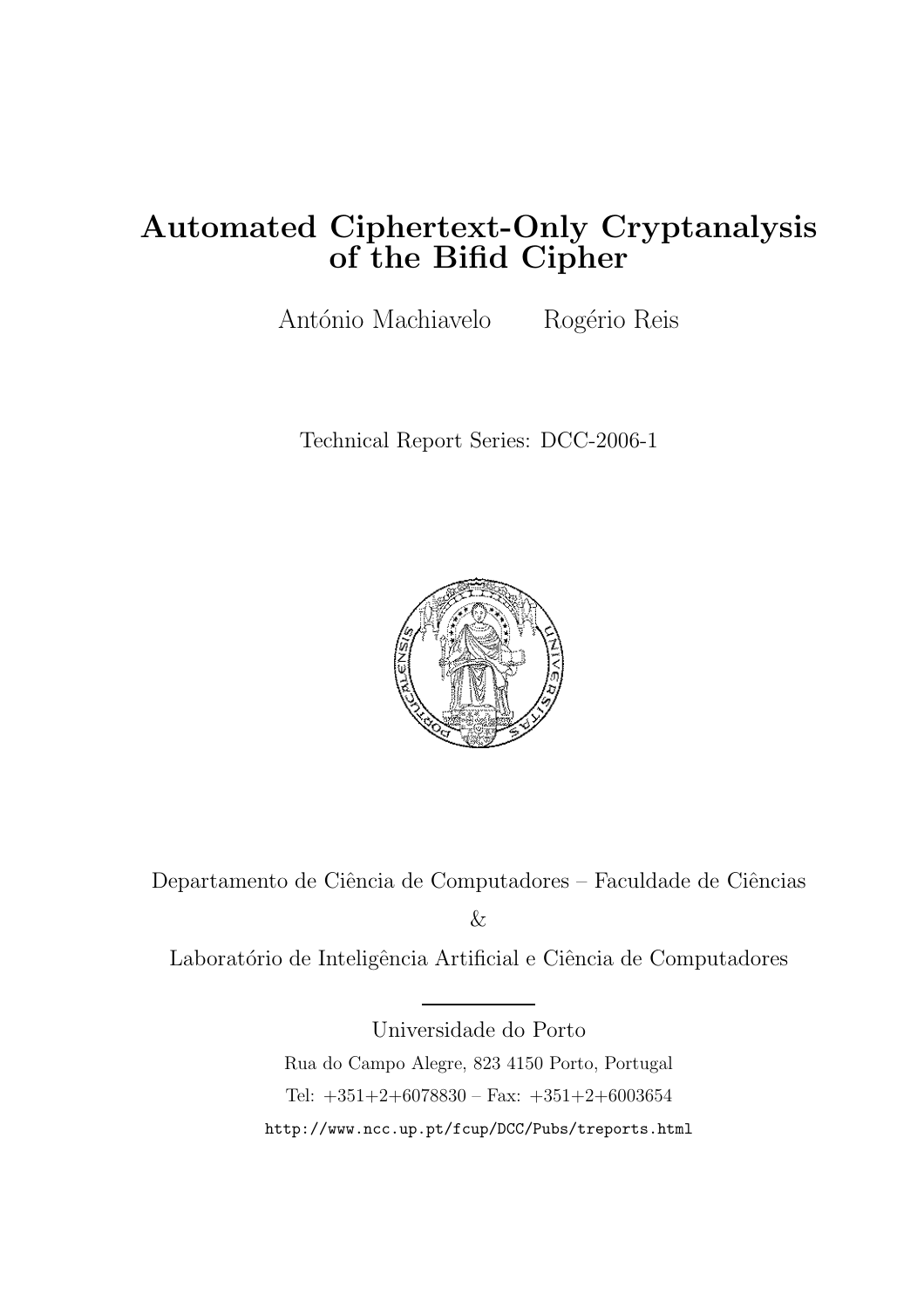# Automated Ciphertext-Only Cryptanalysis of the Bifid Cipher

António Machiavelo    Rogério Reis

Technical Report Series: DCC-2006-1

Departamento de Ciência de Computadores – Faculdade de Ciências

&

Laboratório de Inteligência Artificial e Ciência de Computadores

Universidade do Porto

Rua do Campo Alegre, 823 4150 Porto, Portugal

Tel: +351+2+6078830 – Fax: +351+2+6003654

http://www.ncc.up.pt/fcup/DCC/Pubs/treports.html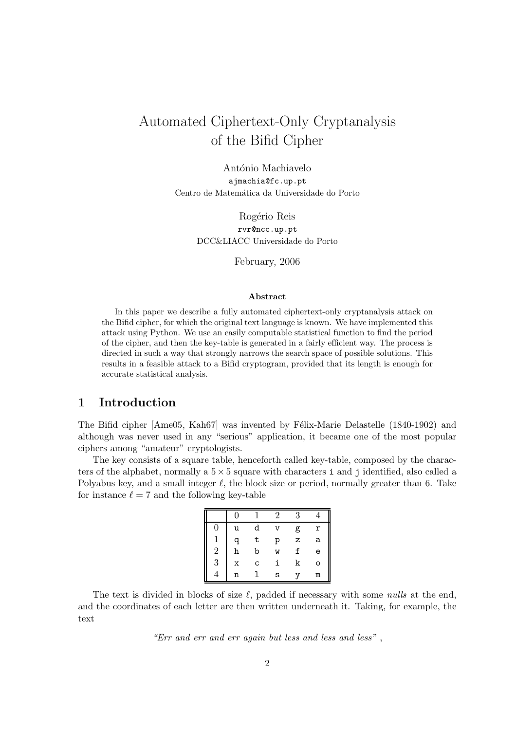# Automated Ciphertext-Only Cryptanalysis of the Bifid Cipher

António Machiavelo
ajmachia@fc.up.pt
Centro de Matemática da Universidade do Porto

Rogério Reis
rvr@ncc.up.pt
DCC&LIACC Universidade do Porto

February, 2006

**Abstract**

In this paper we describe a fully automated ciphertext-only cryptanalysis attack on the Bifid cipher, for which the original text language is known. We have implemented this attack using Python. We use an easily computable statistical function to find the period of the cipher, and then the key-table is generated in a fairly efficient way. The process is directed in such a way that strongly narrows the search space of possible solutions. This results in a feasible attack to a Bifid cryptogram, provided that its length is enough for accurate statistical analysis.

## 1 Introduction

The Bifid cipher [Ame05, Kah67] was invented by Félix-Marie Delastelle (1840-1902) and although was never used in any "serious" application, it became one of the most popular ciphers among "amateur" cryptologists.

The key consists of a square table, henceforth called key-table, composed by the characters of the alphabet, normally a $5 \times 5$ square with characters i and j identified, also called a Polyabus key, and a small integer $\ell$, the block size or period, normally greater than 6. Take for instance $\ell = 7$ and the following key-table

| | 0 | 1 | 2 | 3 | 4 |
|---|---|---|---|---|---|
| 0 | u | d | v | g | r |
| 1 | q | t | p | z | a |
| 2 | h | b | w | f | e |
| 3 | x | c | i | k | o |
| 4 | n | l | s | y | m |

The text is divided in blocks of size $\ell$, padded if necessary with some *nulls* at the end, and the coordinates of each letter are then written underneath it. Taking, for example, the text

*"Err and err and err again but less and less and less"* ,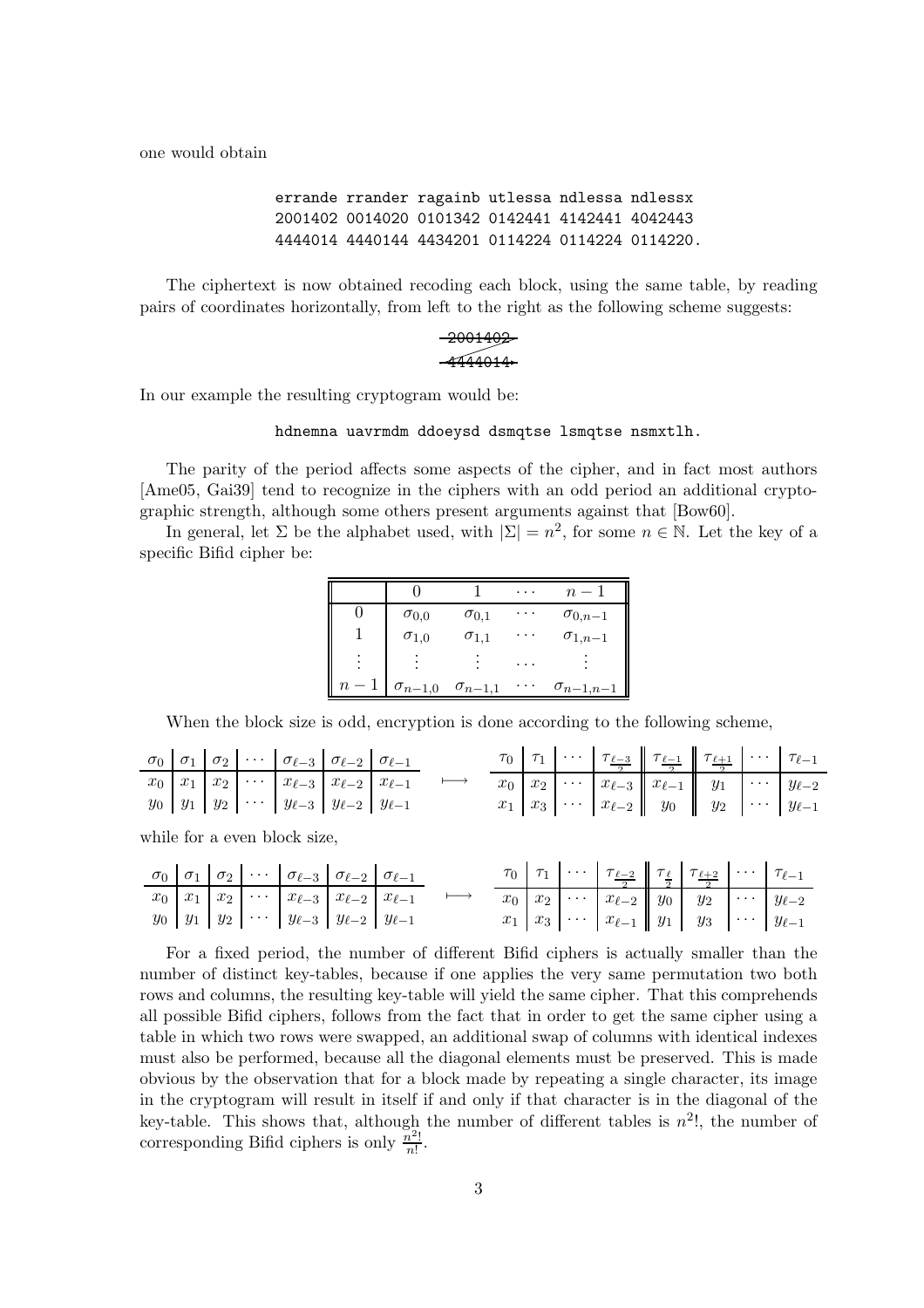one would obtain

```
errande rrander ragainb utlessa ndlessa ndlessx
2001402 0014020 0101342 0142441 4142441 4042443
4444014 4440144 4434201 0114224 0114224 0114220.
```

The ciphertext is now obtained recoding each block, using the same table, by reading pairs of coordinates horizontally, from left to the right as the following scheme suggests:

```
2001402
4444014
```

In our example the resulting cryptogram would be:

```
hdnemna uavrmdm ddoeysd dsmqtse lsmqtse nsmxtlh.
```

The parity of the period affects some aspects of the cipher, and in fact most authors [Ame05, Gai39] tend to recognize in the ciphers with an odd period an additional cryptographic strength, although some others present arguments against that [Bow60].

In general, let $\Sigma$ be the alphabet used, with $|\Sigma| = n^2$, for some $n \in \mathbb{N}$. Let the key of a specific Bifid cipher be:

| | $0$ | $1$ | $\cdots$ | $n-1$ |
|---|---|---|---|---|
| $0$ | $\sigma_{0,0}$ | $\sigma_{0,1}$ | $\cdots$ | $\sigma_{0,n-1}$ |
| $1$ | $\sigma_{1,0}$ | $\sigma_{1,1}$ | $\cdots$ | $\sigma_{1,n-1}$ |
| $\vdots$ | $\vdots$ | $\vdots$ | $\cdots$ | $\vdots$ |
| $n-1$ | $\sigma_{n-1,0}$ | $\sigma_{n-1,1}$ | $\cdots$ | $\sigma_{n-1,n-1}$ |

When the block size is odd, encryption is done according to the following scheme,

| $\sigma_0$ | $\sigma_1$ | $\sigma_2$ | $\cdots$ | $\sigma_{\ell-3}$ | $\sigma_{\ell-2}$ | $\sigma_{\ell-1}$ |
|---|---|---|---|---|---|---|
| $x_0$ | $x_1$ | $x_2$ | $\cdots$ | $x_{\ell-3}$ | $x_{\ell-2}$ | $x_{\ell-1}$ |
| $y_0$ | $y_1$ | $y_2$ | $\cdots$ | $y_{\ell-3}$ | $y_{\ell-2}$ | $y_{\ell-1}$ |

$\longmapsto$

| $\tau_0$ | $\tau_1$ | $\cdots$ | $\tau_{\frac{\ell-3}{2}}$ | $\tau_{\frac{\ell-1}{2}}$ | $\tau_{\frac{\ell+1}{2}}$ | $\cdots$ | $\tau_{\ell-1}$ |
|---|---|---|---|---|---|---|---|
| $x_0$ | $x_2$ | $\cdots$ | $x_{\ell-3}$ | $x_{\ell-1}$ | $y_1$ | $\cdots$ | $y_{\ell-2}$ |
| $x_1$ | $x_3$ | $\cdots$ | $x_{\ell-2}$ | $y_0$ | $y_2$ | $\cdots$ | $y_{\ell-1}$ |

while for a even block size,

| $\sigma_0$ | $\sigma_1$ | $\sigma_2$ | $\cdots$ | $\sigma_{\ell-3}$ | $\sigma_{\ell-2}$ | $\sigma_{\ell-1}$ |
|---|---|---|---|---|---|---|
| $x_0$ | $x_1$ | $x_2$ | $\cdots$ | $x_{\ell-3}$ | $x_{\ell-2}$ | $x_{\ell-1}$ |
| $y_0$ | $y_1$ | $y_2$ | $\cdots$ | $y_{\ell-3}$ | $y_{\ell-2}$ | $y_{\ell-1}$ |

$\longmapsto$

| $\tau_0$ | $\tau_1$ | $\cdots$ | $\tau_{\frac{\ell-2}{2}}$ | $\tau_{\frac{\ell}{2}}$ | $\tau_{\frac{\ell+2}{2}}$ | $\cdots$ | $\tau_{\ell-1}$ |
|---|---|---|---|---|---|---|---|
| $x_0$ | $x_2$ | $\cdots$ | $x_{\ell-2}$ | $y_0$ | $y_2$ | $\cdots$ | $y_{\ell-2}$ |
| $x_1$ | $x_3$ | $\cdots$ | $x_{\ell-1}$ | $y_1$ | $y_3$ | $\cdots$ | $y_{\ell-1}$ |

For a fixed period, the number of different Bifid ciphers is actually smaller than the number of distinct key-tables, because if one applies the very same permutation two both rows and columns, the resulting key-table will yield the same cipher. That this comprehends all possible Bifid ciphers, follows from the fact that in order to get the same cipher using a table in which two rows were swapped, an additional swap of columns with identical indexes must also be performed, because all the diagonal elements must be preserved. This is made obvious by the observation that for a block made by repeating a single character, its image in the cryptogram will result in itself if and only if that character is in the diagonal of the key-table. This shows that, although the number of different tables is $n^2!$, the number of corresponding Bifid ciphers is only $\frac{n^2!}{n!}$.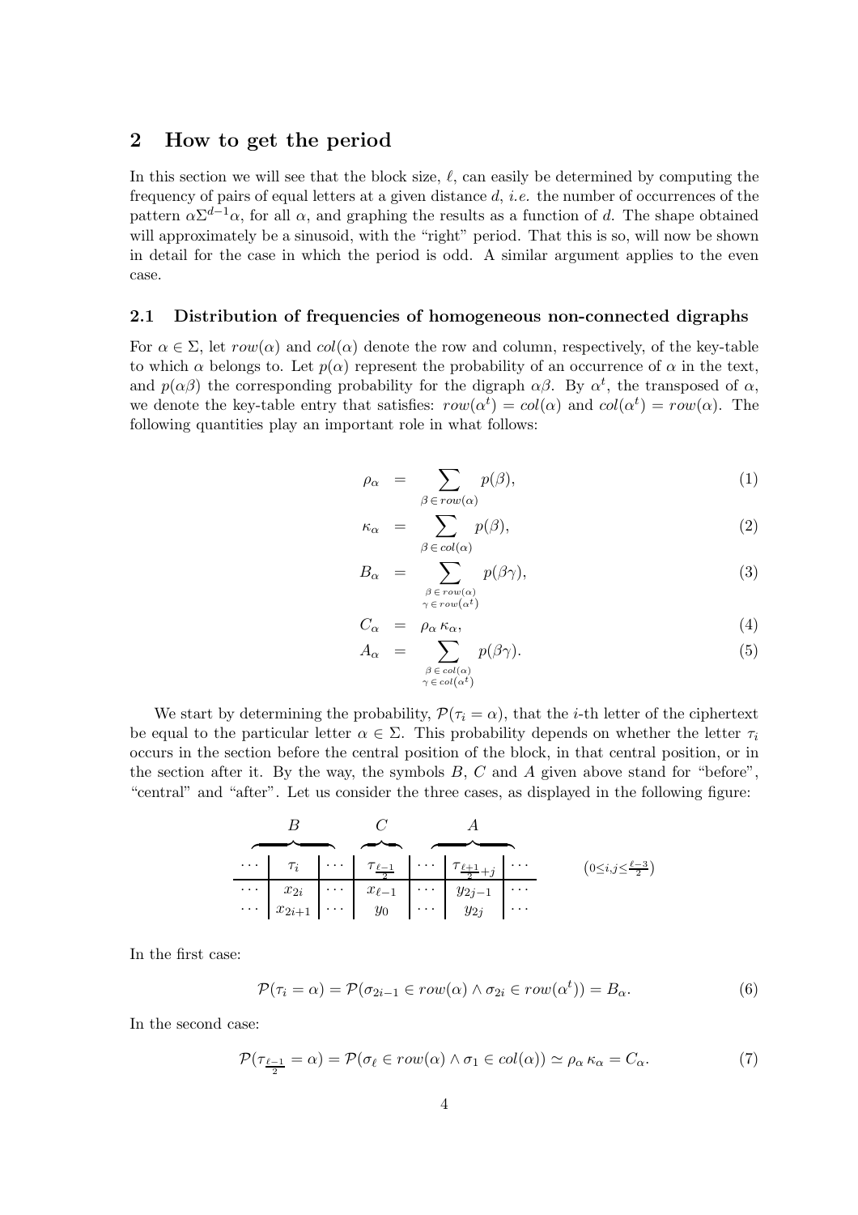## 2 How to get the period

In this section we will see that the block size, $\ell$, can easily be determined by computing the frequency of pairs of equal letters at a given distance $d$, *i.e.* the number of occurrences of the pattern $\alpha\Sigma^{d-1}\alpha$, for all $\alpha$, and graphing the results as a function of $d$. The shape obtained will approximately be a sinusoid, with the "right" period. That this is so, will now be shown in detail for the case in which the period is odd. A similar argument applies to the even case.

### 2.1 Distribution of frequencies of homogeneous non-connected digraphs

For $\alpha \in \Sigma$, let $row(\alpha)$ and $col(\alpha)$ denote the row and column, respectively, of the key-table to which $\alpha$ belongs to. Let $p(\alpha)$ represent the probability of an occurrence of $\alpha$ in the text, and $p(\alpha\beta)$ the corresponding probability for the digraph $\alpha\beta$. By $\alpha^t$, the transposed of $\alpha$, we denote the key-table entry that satisfies: $row(\alpha^t) = col(\alpha)$ and $col(\alpha^t) = row(\alpha)$. The following quantities play an important role in what follows:

$$\rho_\alpha = \sum_{\beta \in row(\alpha)} p(\beta), \tag{1}$$

$$\kappa_\alpha = \sum_{\beta \in col(\alpha)} p(\beta), \tag{2}$$

$$B_\alpha = \sum_{\substack{\beta \in row(\alpha) \\ \gamma \in row(\alpha^t)}} p(\beta\gamma), \tag{3}$$

$$C_\alpha = \rho_\alpha \, \kappa_\alpha, \tag{4}$$

$$A_\alpha = \sum_{\substack{\beta \in col(\alpha) \\ \gamma \in col(\alpha^t)}} p(\beta\gamma). \tag{5}$$

We start by determining the probability, $\mathcal{P}(\tau_i = \alpha)$, that the $i$-th letter of the ciphertext be equal to the particular letter $\alpha \in \Sigma$. This probability depends on whether the letter $\tau_i$ occurs in the section before the central position of the block, in that central position, or in the section after it. By the way, the symbols $B$, $C$ and $A$ given above stand for "before", "central" and "after". Let us consider the three cases, as displayed in the following figure:

| | $B$ | | $C$ | | $A$ | |
|---|---|---|---|---|---|---|
| $\cdots$ | $\tau_i$ | $\cdots$ | $\tau_{\frac{\ell-1}{2}}$ | $\cdots$ | $\tau_{\frac{\ell+1}{2}+j}$ | $\cdots$ |
| $\cdots$ | $x_{2i}$ | $\cdots$ | $x_{\ell-1}$ | $\cdots$ | $y_{2j-1}$ | $\cdots$ |
| $\cdots$ | $x_{2i+1}$ | $\cdots$ | $y_0$ | $\cdots$ | $y_{2j}$ | $\cdots$ |

$\left(0 \le i,j \le \frac{\ell-3}{2}\right)$

In the first case:

$$\mathcal{P}(\tau_i = \alpha) = \mathcal{P}(\sigma_{2i-1} \in row(\alpha) \wedge \sigma_{2i} \in row(\alpha^t)) = B_\alpha. \tag{6}$$

In the second case:

$$\mathcal{P}(\tau_{\frac{\ell-1}{2}} = \alpha) = \mathcal{P}(\sigma_\ell \in row(\alpha) \wedge \sigma_1 \in col(\alpha)) \simeq \rho_\alpha \, \kappa_\alpha = C_\alpha. \tag{7}$$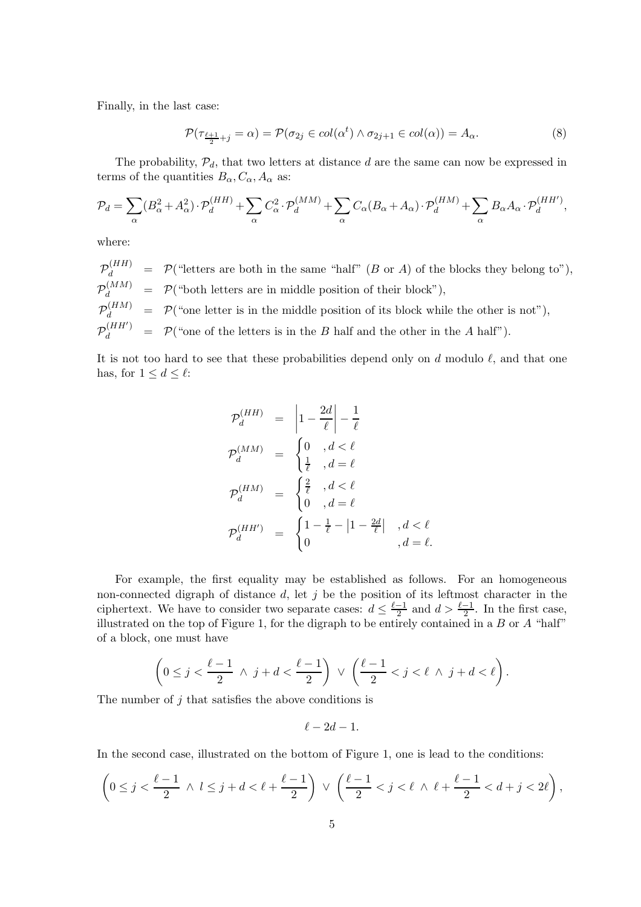Finally, in the last case:

$$\mathcal{P}(\tau_{\frac{\ell+1}{2}+j} = \alpha) = \mathcal{P}(\sigma_{2j} \in col(\alpha^t) \wedge \sigma_{2j+1} \in col(\alpha)) = A_\alpha. \tag{8}$$

The probability, $\mathcal{P}_d$, that two letters at distance $d$ are the same can now be expressed in terms of the quantities $B_\alpha, C_\alpha, A_\alpha$ as:

$$\mathcal{P}_d = \sum_\alpha (B_\alpha^2 + A_\alpha^2) \cdot \mathcal{P}_d^{(HH)} + \sum_\alpha C_\alpha^2 \cdot \mathcal{P}_d^{(MM)} + \sum_\alpha C_\alpha (B_\alpha + A_\alpha) \cdot \mathcal{P}_d^{(HM)} + \sum_\alpha B_\alpha A_\alpha \cdot \mathcal{P}_d^{(HH')},$$

where:

$$\begin{aligned}
\mathcal{P}_d^{(HH)} &= \mathcal{P}(\text{"letters are both in the same "half" } (B \text{ or } A) \text{ of the blocks they belong to"}), \\
\mathcal{P}_d^{(MM)} &= \mathcal{P}(\text{"both letters are in middle position of their block"}), \\
\mathcal{P}_d^{(HM)} &= \mathcal{P}(\text{"one letter is in the middle position of its block while the other is not"}), \\
\mathcal{P}_d^{(HH')} &= \mathcal{P}(\text{"one of the letters is in the } B \text{ half and the other in the } A \text{ half"}).
\end{aligned}$$

It is not too hard to see that these probabilities depend only on $d$ modulo $\ell$, and that one has, for $1 \leq d \leq \ell$:

$$\begin{aligned}
\mathcal{P}_d^{(HH)} &= \left|1 - \frac{2d}{\ell}\right| - \frac{1}{\ell} \\
\mathcal{P}_d^{(MM)} &= \begin{cases} 0 & , d < \ell \\ \frac{1}{\ell} & , d = \ell \end{cases} \\
\mathcal{P}_d^{(HM)} &= \begin{cases} \frac{2}{\ell} & , d < \ell \\ 0 & , d = \ell \end{cases} \\
\mathcal{P}_d^{(HH')} &= \begin{cases} 1 - \frac{1}{\ell} - \left|1 - \frac{2d}{\ell}\right| & , d < \ell \\ 0 & , d = \ell. \end{cases}
\end{aligned}$$

For example, the first equality may be established as follows. For an homogeneous non-connected digraph of distance $d$, let $j$ be the position of its leftmost character in the ciphertext. We have to consider two separate cases: $d \leq \frac{\ell-1}{2}$ and $d > \frac{\ell-1}{2}$. In the first case, illustrated on the top of Figure 1, for the digraph to be entirely contained in a $B$ or $A$ "half" of a block, one must have

$$\left(0 \leq j < \frac{\ell-1}{2} \ \wedge \ j + d < \frac{\ell-1}{2}\right) \ \vee \ \left(\frac{\ell-1}{2} < j < \ell \ \wedge \ j + d < \ell\right).$$

The number of $j$ that satisfies the above conditions is

$$\ell - 2d - 1.$$

In the second case, illustrated on the bottom of Figure 1, one is lead to the conditions:

$$\left(0 \leq j < \frac{\ell-1}{2} \ \wedge \ l \leq j + d < \ell + \frac{\ell-1}{2}\right) \ \vee \ \left(\frac{\ell-1}{2} < j < \ell \ \wedge \ \ell + \frac{\ell-1}{2} < d + j < 2\ell\right),$$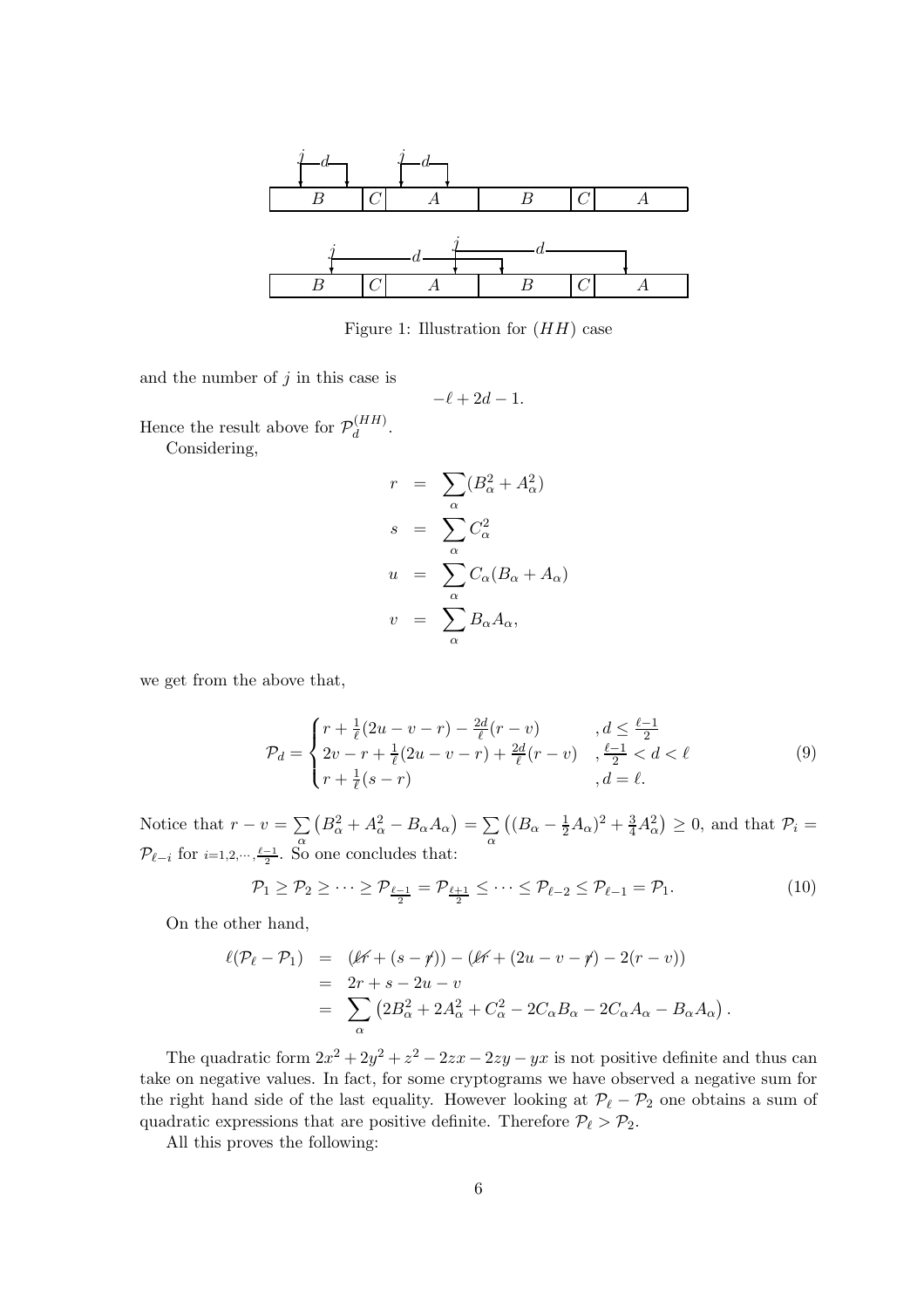Figure 1: Illustration for $(HH)$ case

and the number of $j$ in this case is

$$-\ell + 2d - 1.$$

Hence the result above for $\mathcal{P}_d^{(HH)}$.

Considering,

$$\begin{aligned} r &= \sum_\alpha (B_\alpha^2 + A_\alpha^2) \\ s &= \sum_\alpha C_\alpha^2 \\ u &= \sum_\alpha C_\alpha (B_\alpha + A_\alpha) \\ v &= \sum_\alpha B_\alpha A_\alpha, \end{aligned}$$

we get from the above that,

$$\mathcal{P}_d = \begin{cases} r + \frac{1}{\ell}(2u - v - r) - \frac{2d}{\ell}(r - v) & , d \leq \frac{\ell-1}{2} \\ 2v - r + \frac{1}{\ell}(2u - v - r) + \frac{2d}{\ell}(r - v) & , \frac{\ell-1}{2} < d < \ell \\ r + \frac{1}{\ell}(s - r) & , d = \ell. \end{cases} \tag{9}$$

Notice that $r - v = \sum_\alpha \left(B_\alpha^2 + A_\alpha^2 - B_\alpha A_\alpha\right) = \sum_\alpha \left((B_\alpha - \frac{1}{2}A_\alpha)^2 + \frac{3}{4}A_\alpha^2\right) \geq 0$, and that $\mathcal{P}_i = \mathcal{P}_{\ell-i}$ for $i=1,2,\cdots,\frac{\ell-1}{2}$. So one concludes that:

$$\mathcal{P}_1 \geq \mathcal{P}_2 \geq \cdots \geq \mathcal{P}_{\frac{\ell-1}{2}} = \mathcal{P}_{\frac{\ell+1}{2}} \leq \cdots \leq \mathcal{P}_{\ell-2} \leq \mathcal{P}_{\ell-1} = \mathcal{P}_1. \tag{10}$$

On the other hand,

$$\begin{aligned} \ell(\mathcal{P}_\ell - \mathcal{P}_1) &= (\cancel{\ell r} + (s - \cancel{r})) - (\cancel{\ell r} + (2u - v - \cancel{r}) - 2(r - v)) \\ &= 2r + s - 2u - v \\ &= \sum_\alpha \left(2B_\alpha^2 + 2A_\alpha^2 + C_\alpha^2 - 2C_\alpha B_\alpha - 2C_\alpha A_\alpha - B_\alpha A_\alpha\right). \end{aligned}$$

The quadratic form $2x^2 + 2y^2 + z^2 - 2zx - 2zy - yx$ is not positive definite and thus can take on negative values. In fact, for some cryptograms we have observed a negative sum for the right hand side of the last equality. However looking at $\mathcal{P}_\ell - \mathcal{P}_2$ one obtains a sum of quadratic expressions that are positive definite. Therefore $\mathcal{P}_\ell > \mathcal{P}_2$.

All this proves the following: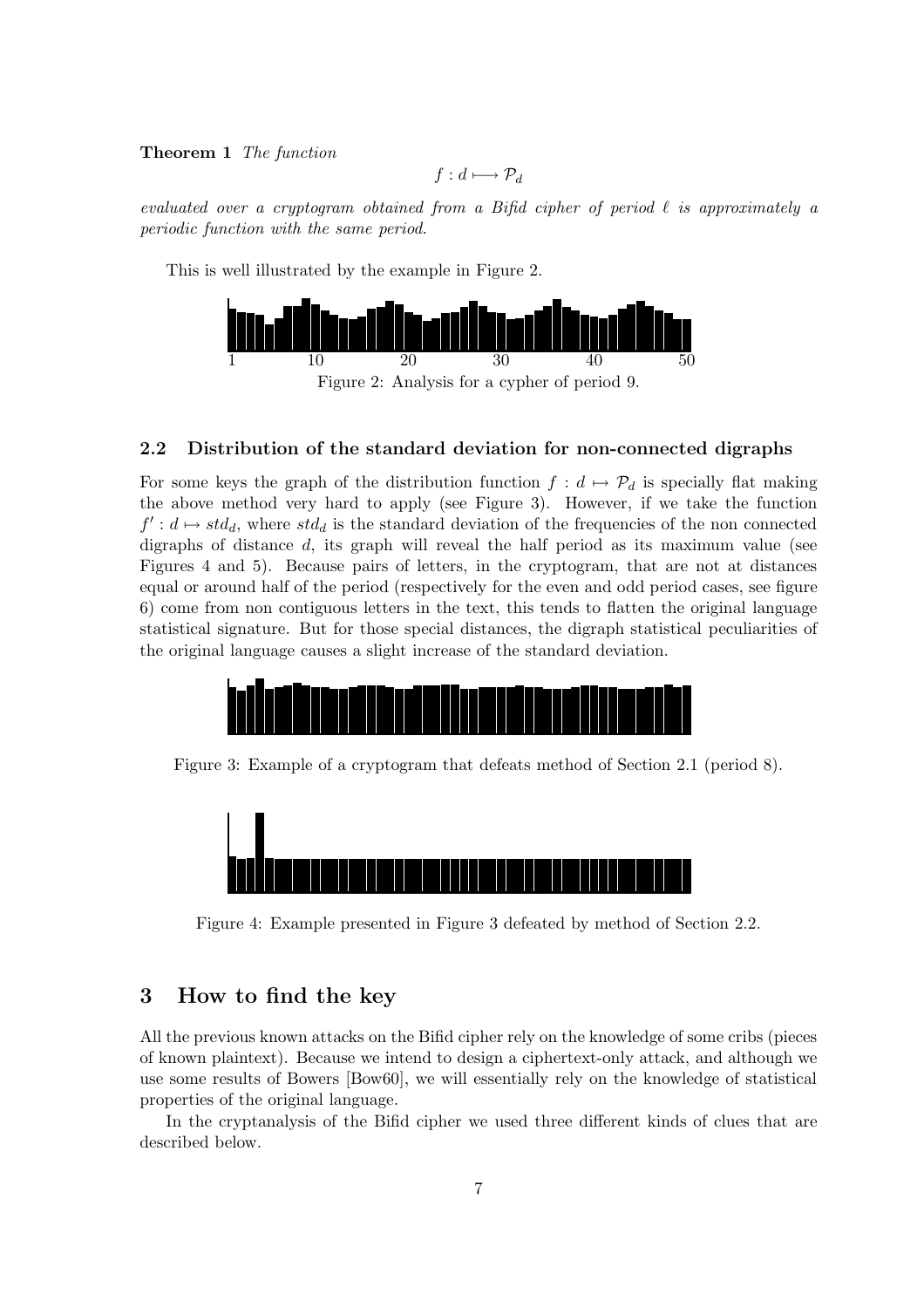**Theorem 1** *The function*

$$f : d \longmapsto \mathcal{P}_d$$

*evaluated over a cryptogram obtained from a Bifid cipher of period $\ell$ is approximately a periodic function with the same period.*

This is well illustrated by the example in Figure 2.

Figure 2: Analysis for a cypher of period 9.

### 2.2 Distribution of the standard deviation for non-connected digraphs

For some keys the graph of the distribution function $f : d \mapsto \mathcal{P}_d$ is specially flat making the above method very hard to apply (see Figure 3). However, if we take the function $f' : d \mapsto std_d$, where $std_d$ is the standard deviation of the frequencies of the non connected digraphs of distance $d$, its graph will reveal the half period as its maximum value (see Figures 4 and 5). Because pairs of letters, in the cryptogram, that are not at distances equal or around half of the period (respectively for the even and odd period cases, see figure 6) come from non contiguous letters in the text, this tends to flatten the original language statistical signature. But for those special distances, the digraph statistical peculiarities of the original language causes a slight increase of the standard deviation.

Figure 3: Example of a cryptogram that defeats method of Section 2.1 (period 8).

Figure 4: Example presented in Figure 3 defeated by method of Section 2.2.

## 3 How to find the key

All the previous known attacks on the Bifid cipher rely on the knowledge of some cribs (pieces of known plaintext). Because we intend to design a ciphertext-only attack, and although we use some results of Bowers [Bow60], we will essentially rely on the knowledge of statistical properties of the original language.

In the cryptanalysis of the Bifid cipher we used three different kinds of clues that are described below.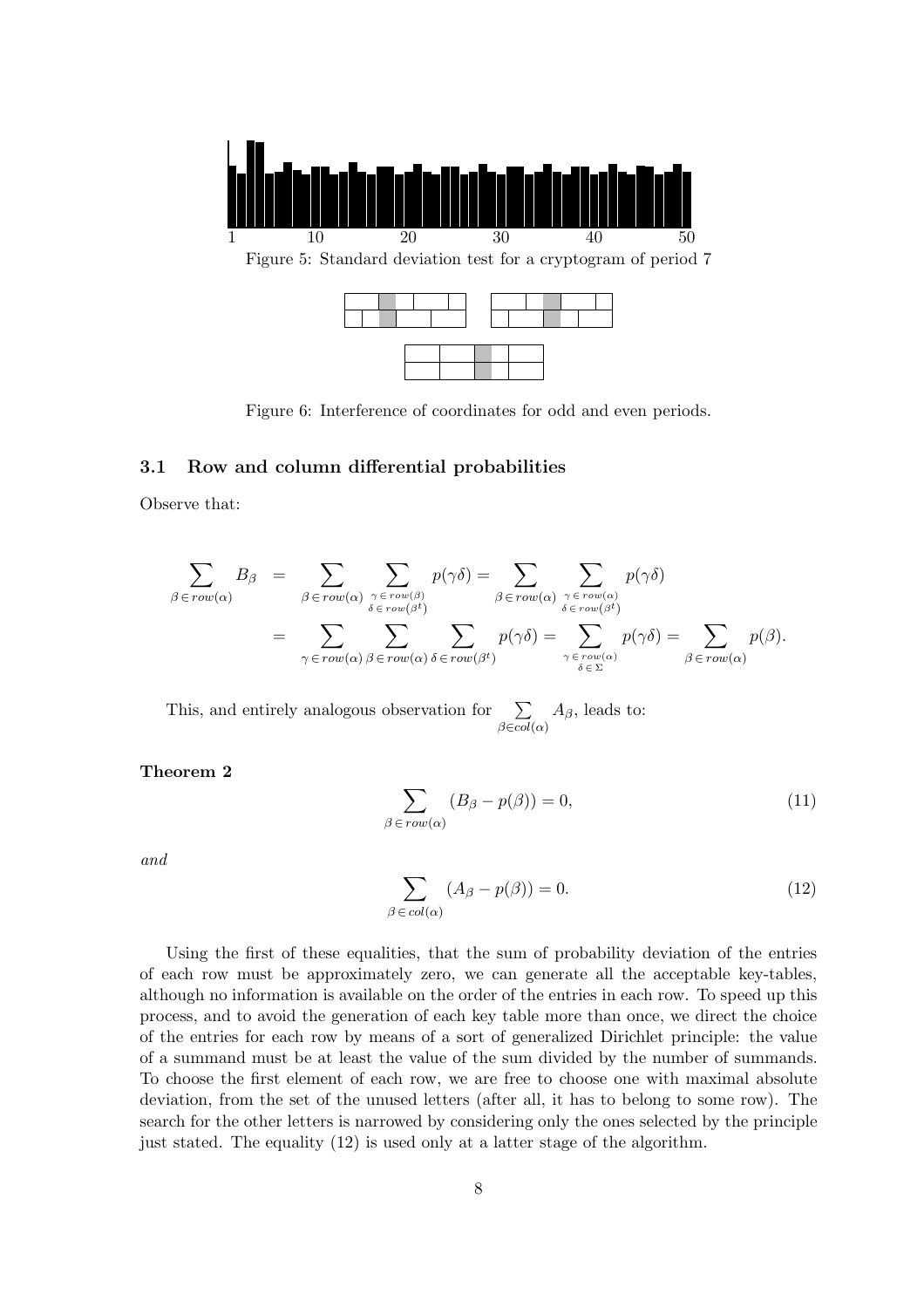Figure 5: Standard deviation test for a cryptogram of period 7

Figure 6: Interference of coordinates for odd and even periods.

### 3.1 Row and column differential probabilities

Observe that:

$$
\begin{aligned}
\sum_{\beta \in row(\alpha)} B_\beta &= \sum_{\beta \in row(\alpha)} \sum_{\substack{\gamma \in row(\beta) \\ \delta \in row(\beta^t)}} p(\gamma\delta) = \sum_{\beta \in row(\alpha)} \sum_{\substack{\gamma \in row(\alpha) \\ \delta \in row(\beta^t)}} p(\gamma\delta) \\
&= \sum_{\gamma \in row(\alpha)} \sum_{\beta \in row(\alpha)} \sum_{\delta \in row(\beta^t)} p(\gamma\delta) = \sum_{\substack{\gamma \in row(\alpha) \\ \delta \in \Sigma}} p(\gamma\delta) = \sum_{\beta \in row(\alpha)} p(\beta).
\end{aligned}
$$

This, and entirely analogous observation for $\sum_{\beta \in col(\alpha)} A_\beta$, leads to:

**Theorem 2**

$$
\sum_{\beta \in row(\alpha)} (B_\beta - p(\beta)) = 0, \tag{11}
$$

*and*

$$
\sum_{\beta \in col(\alpha)} (A_\beta - p(\beta)) = 0. \tag{12}
$$

Using the first of these equalities, that the sum of probability deviation of the entries of each row must be approximately zero, we can generate all the acceptable key-tables, although no information is available on the order of the entries in each row. To speed up this process, and to avoid the generation of each key table more than once, we direct the choice of the entries for each row by means of a sort of generalized Dirichlet principle: the value of a summand must be at least the value of the sum divided by the number of summands. To choose the first element of each row, we are free to choose one with maximal absolute deviation, from the set of the unused letters (after all, it has to belong to some row). The search for the other letters is narrowed by considering only the ones selected by the principle just stated. The equality (12) is used only at a latter stage of the algorithm.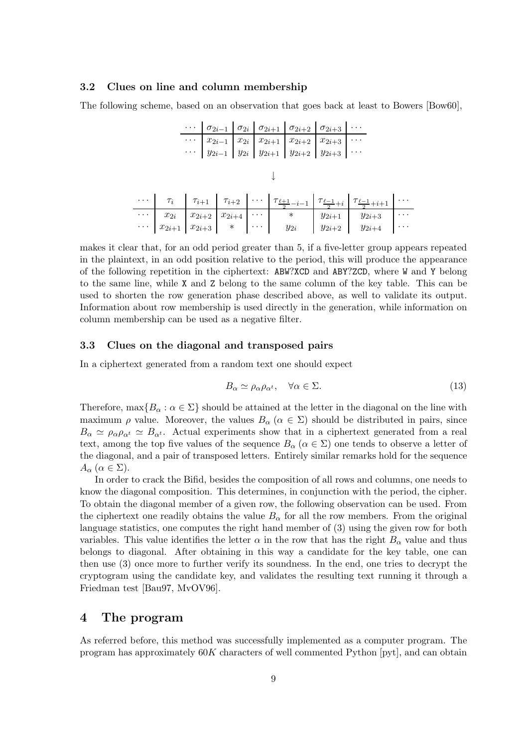### 3.2 Clues on line and column membership

The following scheme, based on an observation that goes back at least to Bowers [Bow60],

| $\cdots$ | $\sigma_{2i-1}$ | $\sigma_{2i}$ | $\sigma_{2i+1}$ | $\sigma_{2i+2}$ | $\sigma_{2i+3}$ | $\cdots$ |
|---|---|---|---|---|---|---|
| $\cdots$ | $x_{2i-1}$ | $x_{2i}$ | $x_{2i+1}$ | $x_{2i+2}$ | $x_{2i+3}$ | $\cdots$ |
| $\cdots$ | $y_{2i-1}$ | $y_{2i}$ | $y_{2i+1}$ | $y_{2i+2}$ | $y_{2i+3}$ | $\cdots$ |

$$\downarrow$$

| $\cdots$ | $\tau_i$ | $\tau_{i+1}$ | $\tau_{i+2}$ | $\cdots$ | $\tau_{\frac{\ell+1}{2}-i-1}$ | $\tau_{\frac{\ell-1}{2}+i}$ | $\tau_{\frac{\ell-1}{2}+i+1}$ | $\cdots$ |
|---|---|---|---|---|---|---|---|---|
| $\cdots$ | $x_{2i}$ | $x_{2i+2}$ | $x_{2i+4}$ | $\cdots$ | $*$ | $y_{2i+1}$ | $y_{2i+3}$ | $\cdots$ |
| $\cdots$ | $x_{2i+1}$ | $x_{2i+3}$ | $*$ | $\cdots$ | $y_{2i}$ | $y_{2i+2}$ | $y_{2i+4}$ | $\cdots$ |

makes it clear that, for an odd period greater than 5, if a five-letter group appears repeated in the plaintext, in an odd position relative to the period, this will produce the appearance of the following repetition in the ciphertext: `ABW?XCD` and `ABY?ZCD`, where `W` and `Y` belong to the same line, while `X` and `Z` belong to the same column of the key table. This can be used to shorten the row generation phase described above, as well to validate its output. Information about row membership is used directly in the generation, while information on column membership can be used as a negative filter.

### 3.3 Clues on the diagonal and transposed pairs

In a ciphertext generated from a random text one should expect

$$B_\alpha \simeq \rho_\alpha \rho_{\alpha^t}, \quad \forall \alpha \in \Sigma. \tag{13}$$

Therefore, $\max\{B_\alpha : \alpha \in \Sigma\}$ should be attained at the letter in the diagonal on the line with maximum $\rho$ value. Moreover, the values $B_\alpha$ ($\alpha \in \Sigma$) should be distributed in pairs, since $B_\alpha \simeq \rho_\alpha \rho_{\alpha^t} \simeq B_{\alpha^t}$. Actual experiments show that in a ciphertext generated from a real text, among the top five values of the sequence $B_\alpha$ ($\alpha \in \Sigma$) one tends to observe a letter of the diagonal, and a pair of transposed letters. Entirely similar remarks hold for the sequence $A_\alpha$ ($\alpha \in \Sigma$).

In order to crack the Bifid, besides the composition of all rows and columns, one needs to know the diagonal composition. This determines, in conjunction with the period, the cipher. To obtain the diagonal member of a given row, the following observation can be used. From the ciphertext one readily obtains the value $B_\alpha$ for all the row members. From the original language statistics, one computes the right hand member of (3) using the given row for both variables. This value identifies the letter $\alpha$ in the row that has the right $B_\alpha$ value and thus belongs to diagonal. After obtaining in this way a candidate for the key table, one can then use (3) once more to further verify its soundness. In the end, one tries to decrypt the cryptogram using the candidate key, and validates the resulting text running it through a Friedman test [Bau97, MvOV96].

## 4 The program

As referred before, this method was successfully implemented as a computer program. The program has approximately $60K$ characters of well commented Python [pyt], and can obtain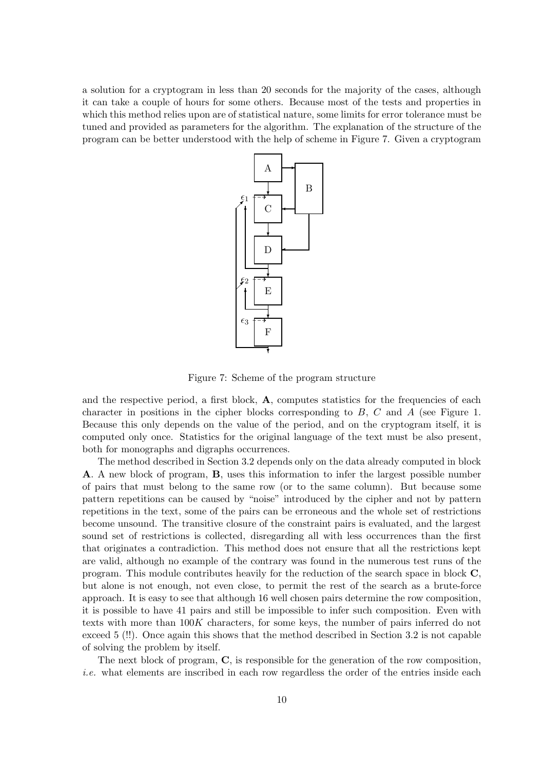a solution for a cryptogram in less than 20 seconds for the majority of the cases, although it can take a couple of hours for some others. Because most of the tests and properties in which this method relies upon are of statistical nature, some limits for error tolerance must be tuned and provided as parameters for the algorithm. The explanation of the structure of the program can be better understood with the help of scheme in Figure 7. Given a cryptogram

Figure 7: Scheme of the program structure

and the respective period, a first block, **A**, computes statistics for the frequencies of each character in positions in the cipher blocks corresponding to $B$, $C$ and $A$ (see Figure 1. Because this only depends on the value of the period, and on the cryptogram itself, it is computed only once. Statistics for the original language of the text must be also present, both for monographs and digraphs occurrences.

The method described in Section 3.2 depends only on the data already computed in block **A**. A new block of program, **B**, uses this information to infer the largest possible number of pairs that must belong to the same row (or to the same column). But because some pattern repetitions can be caused by "noise" introduced by the cipher and not by pattern repetitions in the text, some of the pairs can be erroneous and the whole set of restrictions become unsound. The transitive closure of the constraint pairs is evaluated, and the largest sound set of restrictions is collected, disregarding all with less occurrences than the first that originates a contradiction. This method does not ensure that all the restrictions kept are valid, although no example of the contrary was found in the numerous test runs of the program. This module contributes heavily for the reduction of the search space in block **C**, but alone is not enough, not even close, to permit the rest of the search as a brute-force approach. It is easy to see that although 16 well chosen pairs determine the row composition, it is possible to have 41 pairs and still be impossible to infer such composition. Even with texts with more than $100K$ characters, for some keys, the number of pairs inferred do not exceed 5 (!!). Once again this shows that the method described in Section 3.2 is not capable of solving the problem by itself.

The next block of program, **C**, is responsible for the generation of the row composition, *i.e.* what elements are inscribed in each row regardless the order of the entries inside each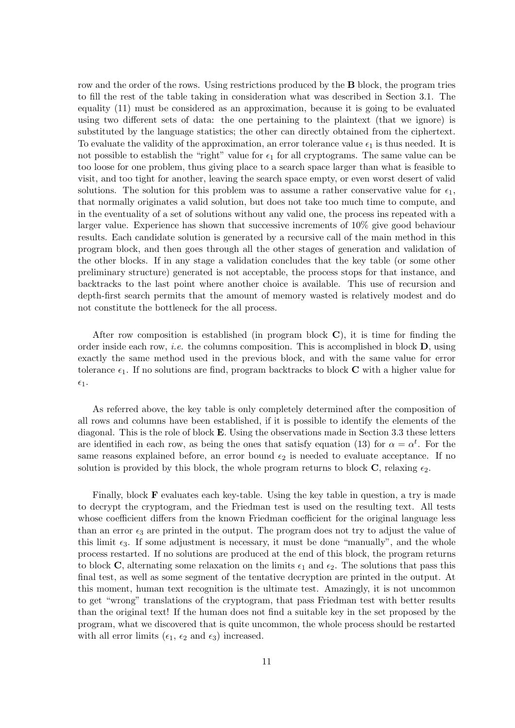row and the order of the rows. Using restrictions produced by the **B** block, the program tries to fill the rest of the table taking in consideration what was described in Section 3.1. The equality (11) must be considered as an approximation, because it is going to be evaluated using two different sets of data: the one pertaining to the plaintext (that we ignore) is substituted by the language statistics; the other can directly obtained from the ciphertext. To evaluate the validity of the approximation, an error tolerance value $\epsilon_1$ is thus needed. It is not possible to establish the "right" value for $\epsilon_1$ for all cryptograms. The same value can be too loose for one problem, thus giving place to a search space larger than what is feasible to visit, and too tight for another, leaving the search space empty, or even worst desert of valid solutions. The solution for this problem was to assume a rather conservative value for $\epsilon_1$, that normally originates a valid solution, but does not take too much time to compute, and in the eventuality of a set of solutions without any valid one, the process ins repeated with a larger value. Experience has shown that successive increments of 10% give good behaviour results. Each candidate solution is generated by a recursive call of the main method in this program block, and then goes through all the other stages of generation and validation of the other blocks. If in any stage a validation concludes that the key table (or some other preliminary structure) generated is not acceptable, the process stops for that instance, and backtracks to the last point where another choice is available. This use of recursion and depth-first search permits that the amount of memory wasted is relatively modest and do not constitute the bottleneck for the all process.

After row composition is established (in program block **C**), it is time for finding the order inside each row, *i.e.* the columns composition. This is accomplished in block **D**, using exactly the same method used in the previous block, and with the same value for error tolerance $\epsilon_1$. If no solutions are find, program backtracks to block **C** with a higher value for $\epsilon_1$.

As referred above, the key table is only completely determined after the composition of all rows and columns have been established, if it is possible to identify the elements of the diagonal. This is the role of block **E**. Using the observations made in Section 3.3 these letters are identified in each row, as being the ones that satisfy equation (13) for $\alpha = \alpha^t$. For the same reasons explained before, an error bound $\epsilon_2$ is needed to evaluate acceptance. If no solution is provided by this block, the whole program returns to block **C**, relaxing $\epsilon_2$.

Finally, block **F** evaluates each key-table. Using the key table in question, a try is made to decrypt the cryptogram, and the Friedman test is used on the resulting text. All tests whose coefficient differs from the known Friedman coefficient for the original language less than an error $\epsilon_3$ are printed in the output. The program does not try to adjust the value of this limit $\epsilon_3$. If some adjustment is necessary, it must be done "manually", and the whole process restarted. If no solutions are produced at the end of this block, the program returns to block **C**, alternating some relaxation on the limits $\epsilon_1$ and $\epsilon_2$. The solutions that pass this final test, as well as some segment of the tentative decryption are printed in the output. At this moment, human text recognition is the ultimate test. Amazingly, it is not uncommon to get "wrong" translations of the cryptogram, that pass Friedman test with better results than the original text! If the human does not find a suitable key in the set proposed by the program, what we discovered that is quite uncommon, the whole process should be restarted with all error limits ($\epsilon_1$, $\epsilon_2$ and $\epsilon_3$) increased.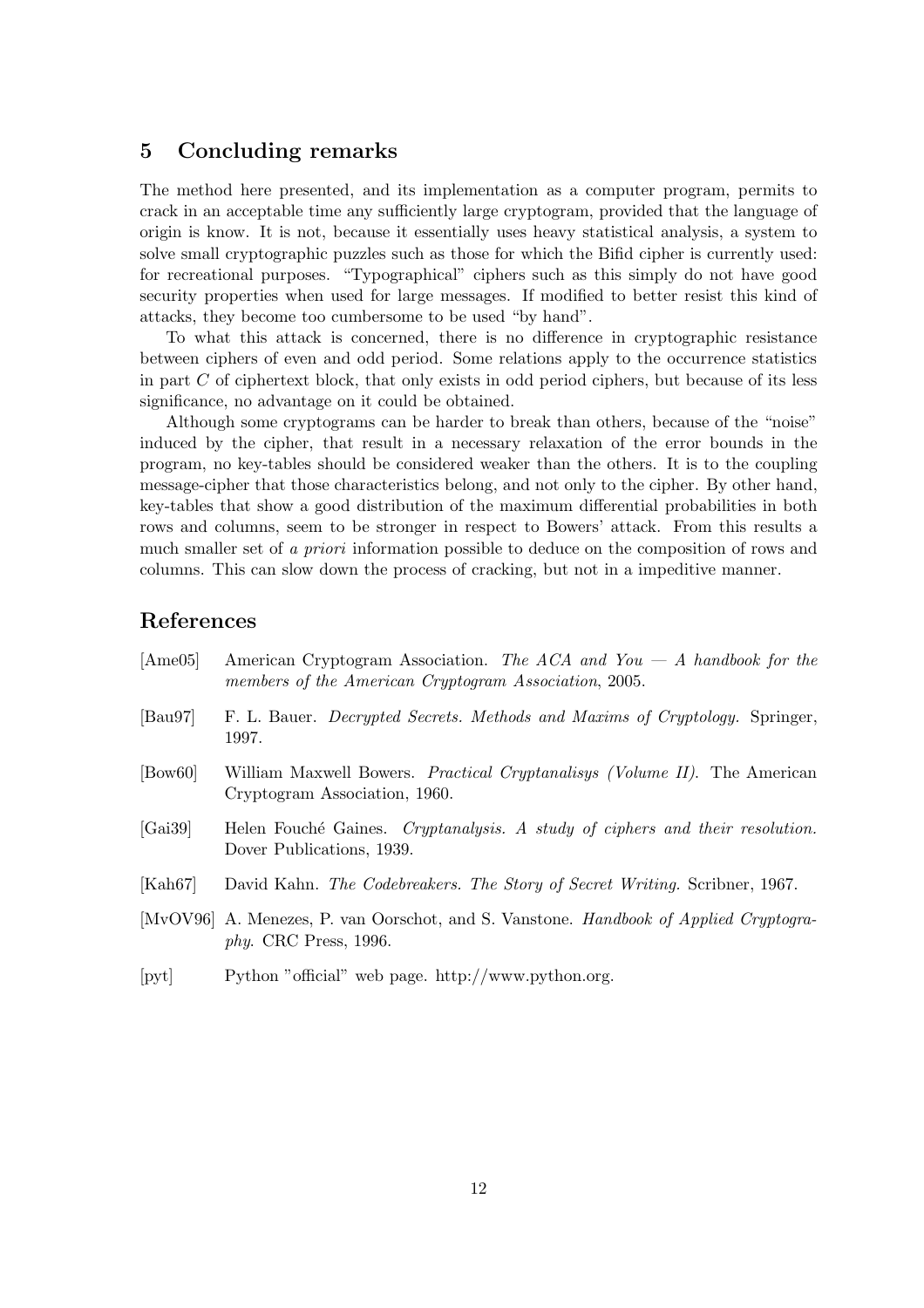## 5 Concluding remarks

The method here presented, and its implementation as a computer program, permits to crack in an acceptable time any sufficiently large cryptogram, provided that the language of origin is know. It is not, because it essentially uses heavy statistical analysis, a system to solve small cryptographic puzzles such as those for which the Bifid cipher is currently used: for recreational purposes. "Typographical" ciphers such as this simply do not have good security properties when used for large messages. If modified to better resist this kind of attacks, they become too cumbersome to be used "by hand".

To what this attack is concerned, there is no difference in cryptographic resistance between ciphers of even and odd period. Some relations apply to the occurrence statistics in part $C$ of ciphertext block, that only exists in odd period ciphers, but because of its less significance, no advantage on it could be obtained.

Although some cryptograms can be harder to break than others, because of the "noise" induced by the cipher, that result in a necessary relaxation of the error bounds in the program, no key-tables should be considered weaker than the others. It is to the coupling message-cipher that those characteristics belong, and not only to the cipher. By other hand, key-tables that show a good distribution of the maximum differential probabilities in both rows and columns, seem to be stronger in respect to Bowers' attack. From this results a much smaller set of *a priori* information possible to deduce on the composition of rows and columns. This can slow down the process of cracking, but not in a impeditive manner.

## References

[Ame05] American Cryptogram Association. *The ACA and You — A handbook for the members of the American Cryptogram Association*, 2005.

[Bau97] F. L. Bauer. *Decrypted Secrets. Methods and Maxims of Cryptology.* Springer, 1997.

[Bow60] William Maxwell Bowers. *Practical Cryptanalisys (Volume II).* The American Cryptogram Association, 1960.

[Gai39] Helen Fouché Gaines. *Cryptanalysis. A study of ciphers and their resolution.* Dover Publications, 1939.

[Kah67] David Kahn. *The Codebreakers. The Story of Secret Writing.* Scribner, 1967.

[MvOV96] A. Menezes, P. van Oorschot, and S. Vanstone. *Handbook of Applied Cryptography.* CRC Press, 1996.

[pyt] Python "official" web page. http://www.python.org.